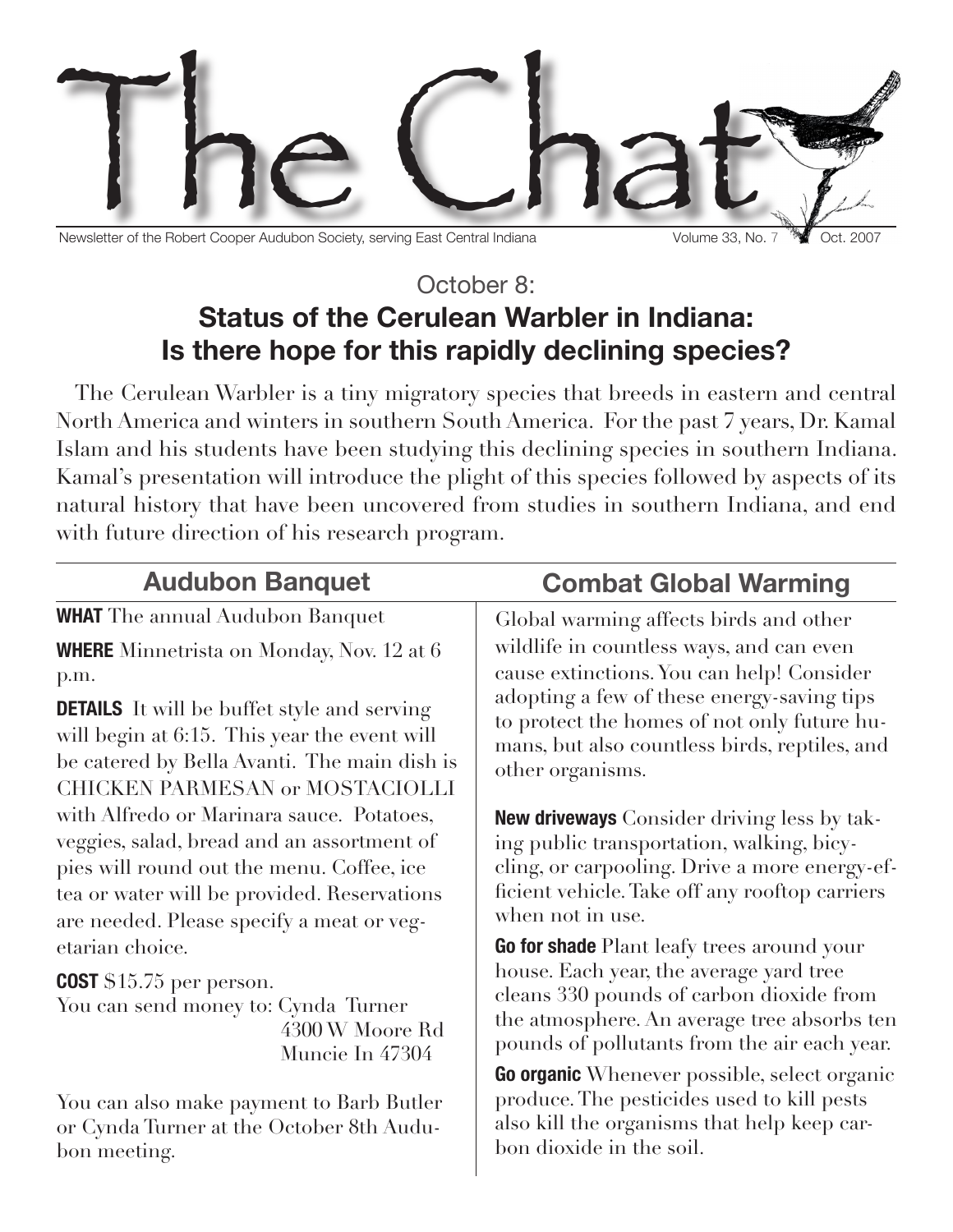# The Chat

Newsletter of the Robert Cooper Audubon Society, serving East Central Indiana — Volume 33, No. 7 — Oct. 2007

## October 8:
## Status of the Cerulean Warbler in Indiana: Is there hope for this rapidly declining species?

The Cerulean Warbler is a tiny migratory species that breeds in eastern and central North America and winters in southern South America. For the past 7 years, Dr. Kamal Islam and his students have been studying this declining species in southern Indiana. Kamal's presentation will introduce the plight of this species followed by aspects of its natural history that have been uncovered from studies in southern Indiana, and end with future direction of his research program.

## Audubon Banquet

**WHAT** The annual Audubon Banquet

**WHERE** Minnetrista on Monday, Nov. 12 at 6 p.m.

**DETAILS** It will be buffet style and serving will begin at 6:15. This year the event will be catered by Bella Avanti. The main dish is CHICKEN PARMESAN or MOSTACIOLLI with Alfredo or Marinara sauce. Potatoes, veggies, salad, bread and an assortment of pies will round out the menu. Coffee, ice tea or water will be provided. Reservations are needed. Please specify a meat or vegetarian choice.

**COST** $15.75 per person.
You can send money to: Cynda Turner
4300 W Moore Rd
Muncie In 47304

You can also make payment to Barb Butler or Cynda Turner at the October 8th Audubon meeting.

## Combat Global Warming

Global warming affects birds and other wildlife in countless ways, and can even cause extinctions. You can help! Consider adopting a few of these energy-saving tips to protect the homes of not only future humans, but also countless birds, reptiles, and other organisms.

**New driveways** Consider driving less by taking public transportation, walking, bicycling, or carpooling. Drive a more energy-efficient vehicle. Take off any rooftop carriers when not in use.

**Go for shade** Plant leafy trees around your house. Each year, the average yard tree cleans 330 pounds of carbon dioxide from the atmosphere. An average tree absorbs ten pounds of pollutants from the air each year.

**Go organic** Whenever possible, select organic produce. The pesticides used to kill pests also kill the organisms that help keep carbon dioxide in the soil.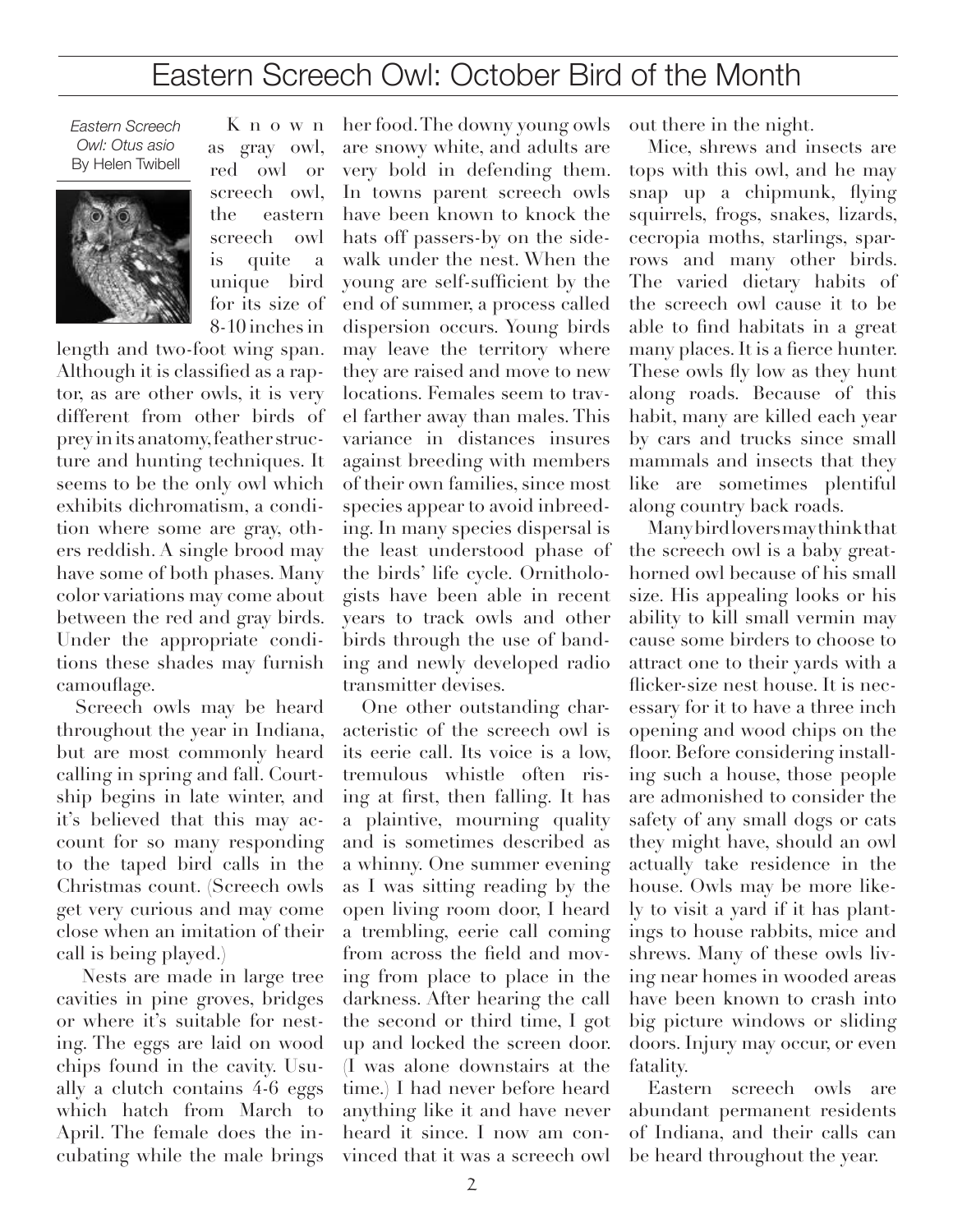# Eastern Screech Owl: October Bird of the Month

*Eastern Screech Owl: Otus asio*
By Helen Twibell

Known as gray owl, red owl or screech owl, the eastern screech owl is quite a unique bird for its size of 8-10 inches in length and two-foot wing span. Although it is classified as a raptor, as are other owls, it is very different from other birds of prey in its anatomy, feather structure and hunting techniques. It seems to be the only owl which exhibits dichromatism, a condition where some are gray, others reddish. A single brood may have some of both phases. Many color variations may come about between the red and gray birds. Under the appropriate conditions these shades may furnish camouflage.

Screech owls may be heard throughout the year in Indiana, but are most commonly heard calling in spring and fall. Courtship begins in late winter, and it's believed that this may account for so many responding to the taped bird calls in the Christmas count. (Screech owls get very curious and may come close when an imitation of their call is being played.)

Nests are made in large tree cavities in pine groves, bridges or where it's suitable for nesting. The eggs are laid on wood chips found in the cavity. Usually a clutch contains 4-6 eggs which hatch from March to April. The female does the incubating while the male brings her food. The downy young owls are snowy white, and adults are very bold in defending them. In towns parent screech owls have been known to knock the hats off passers-by on the sidewalk under the nest. When the young are self-sufficient by the end of summer, a process called dispersion occurs. Young birds may leave the territory where they are raised and move to new locations. Females seem to travel farther away than males. This variance in distances insures against breeding with members of their own families, since most species appear to avoid inbreeding. In many species dispersal is the least understood phase of the birds' life cycle. Ornithologists have been able in recent years to track owls and other birds through the use of banding and newly developed radio transmitter devises.

One other outstanding characteristic of the screech owl is its eerie call. Its voice is a low, tremulous whistle often rising at first, then falling. It has a plaintive, mourning quality and is sometimes described as a whinny. One summer evening as I was sitting reading by the open living room door, I heard a trembling, eerie call coming from across the field and moving from place to place in the darkness. After hearing the call the second or third time, I got up and locked the screen door. (I was alone downstairs at the time.) I had never before heard anything like it and have never heard it since. I now am convinced that it was a screech owl out there in the night.

Mice, shrews and insects are tops with this owl, and he may snap up a chipmunk, flying squirrels, frogs, snakes, lizards, cecropia moths, starlings, sparrows and many other birds. The varied dietary habits of the screech owl cause it to be able to find habitats in a great many places. It is a fierce hunter. These owls fly low as they hunt along roads. Because of this habit, many are killed each year by cars and trucks since small mammals and insects that they like are sometimes plentiful along country back roads.

Many bird lovers may think that the screech owl is a baby great-horned owl because of his small size. His appealing looks or his ability to kill small vermin may cause some birders to choose to attract one to their yards with a flicker-size nest house. It is necessary for it to have a three inch opening and wood chips on the floor. Before considering installing such a house, those people are admonished to consider the safety of any small dogs or cats they might have, should an owl actually take residence in the house. Owls may be more likely to visit a yard if it has plantings to house rabbits, mice and shrews. Many of these owls living near homes in wooded areas have been known to crash into big picture windows or sliding doors. Injury may occur, or even fatality.

Eastern screech owls are abundant permanent residents of Indiana, and their calls can be heard throughout the year.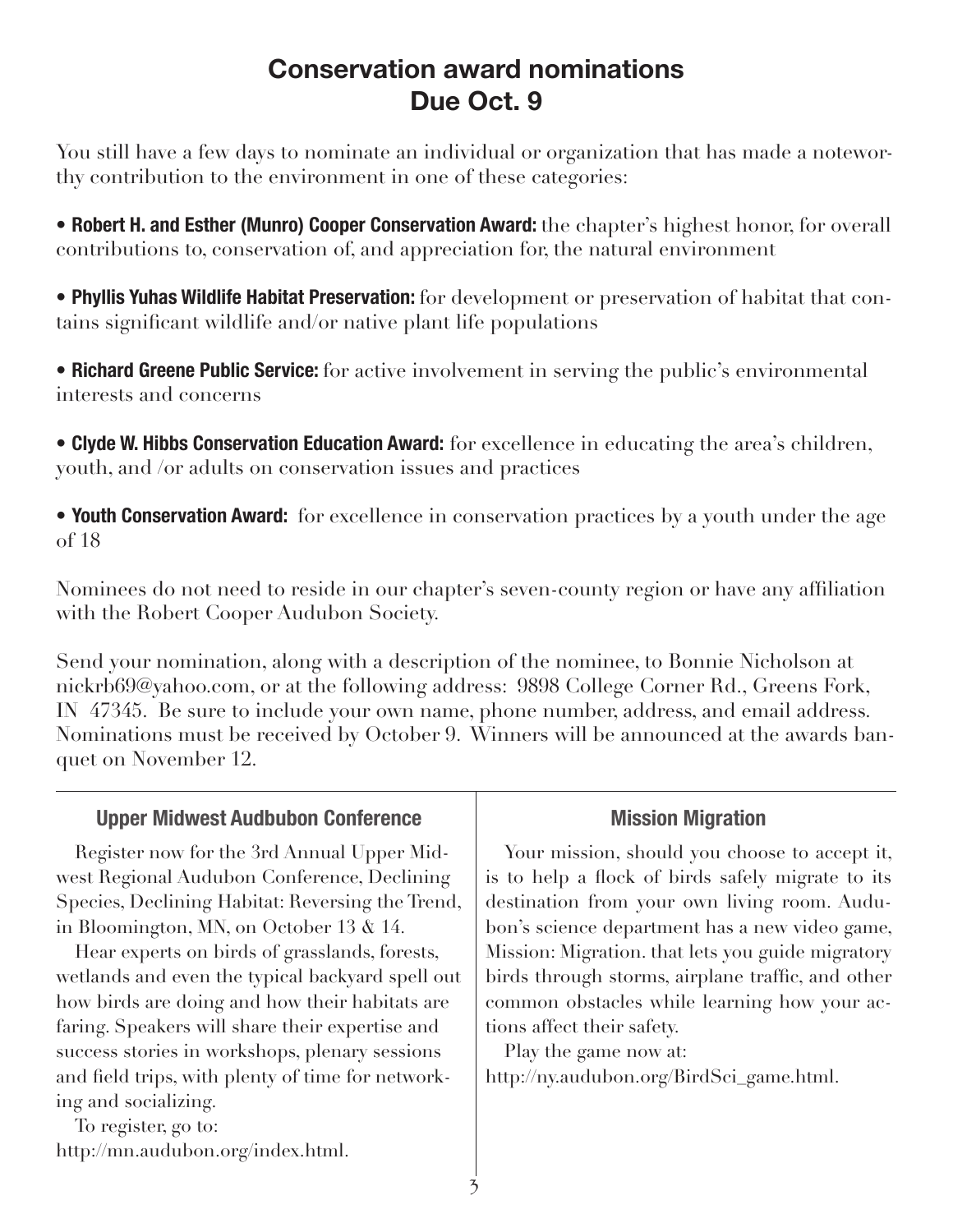# Conservation award nominations Due Oct. 9

You still have a few days to nominate an individual or organization that has made a noteworthy contribution to the environment in one of these categories:

- **Robert H. and Esther (Munro) Cooper Conservation Award:** the chapter's highest honor, for overall contributions to, conservation of, and appreciation for, the natural environment

- **Phyllis Yuhas Wildlife Habitat Preservation:** for development or preservation of habitat that contains significant wildlife and/or native plant life populations

- **Richard Greene Public Service:** for active involvement in serving the public's environmental interests and concerns

- **Clyde W. Hibbs Conservation Education Award:** for excellence in educating the area's children, youth, and /or adults on conservation issues and practices

- **Youth Conservation Award:** for excellence in conservation practices by a youth under the age of 18

Nominees do not need to reside in our chapter's seven-county region or have any affiliation with the Robert Cooper Audubon Society.

Send your nomination, along with a description of the nominee, to Bonnie Nicholson at nickrb69@yahoo.com, or at the following address: 9898 College Corner Rd., Greens Fork, IN 47345. Be sure to include your own name, phone number, address, and email address. Nominations must be received by October 9. Winners will be announced at the awards banquet on November 12.

## Upper Midwest Audbubon Conference

Register now for the 3rd Annual Upper Midwest Regional Audubon Conference, Declining Species, Declining Habitat: Reversing the Trend, in Bloomington, MN, on October 13 & 14.

Hear experts on birds of grasslands, forests, wetlands and even the typical backyard spell out how birds are doing and how their habitats are faring. Speakers will share their expertise and success stories in workshops, plenary sessions and field trips, with plenty of time for networking and socializing.

To register, go to:
http://mn.audubon.org/index.html.

## Mission Migration

Your mission, should you choose to accept it, is to help a flock of birds safely migrate to its destination from your own living room. Audubon's science department has a new video game, Mission: Migration. that lets you guide migratory birds through storms, airplane traffic, and other common obstacles while learning how your actions affect their safety.

Play the game now at:
http://ny.audubon.org/BirdSci_game.html.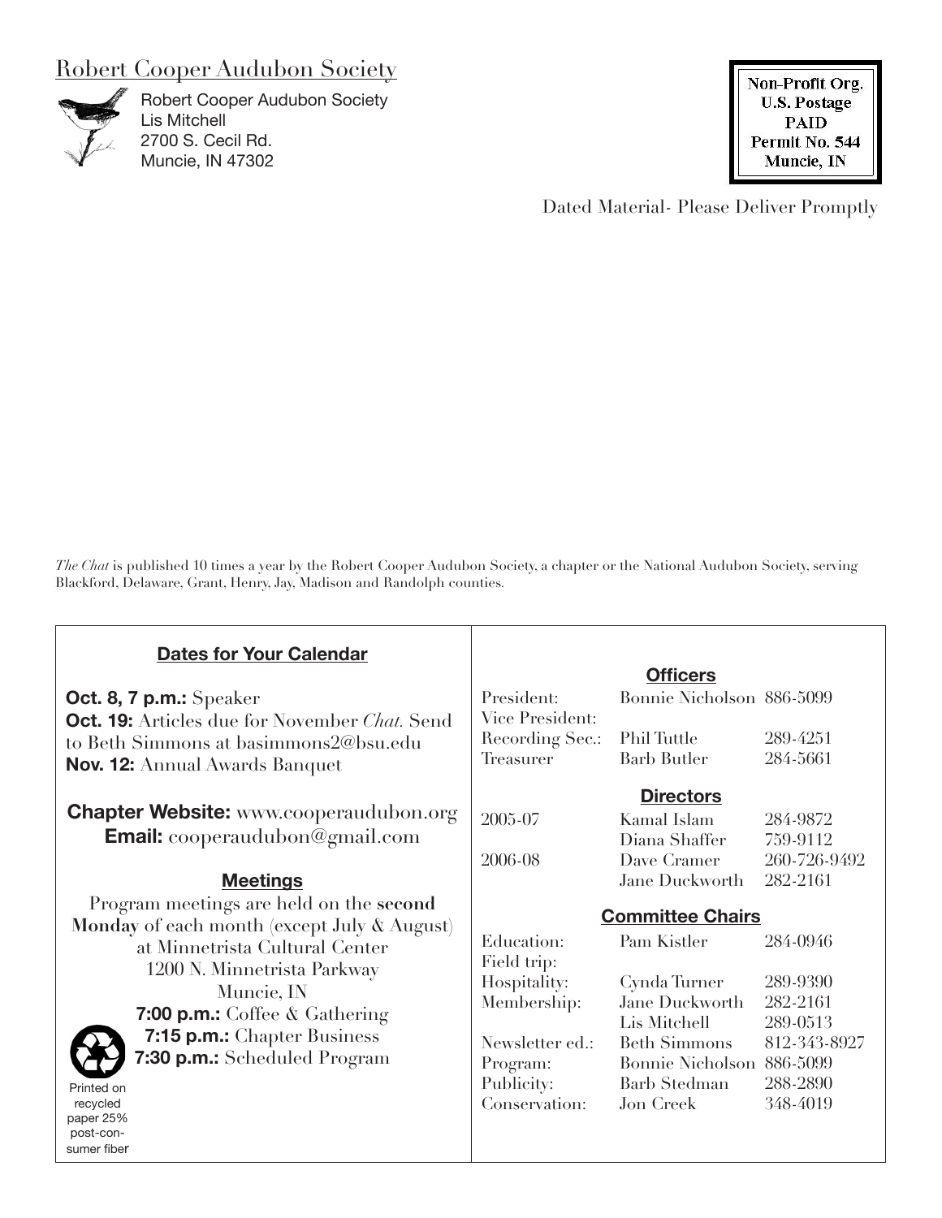Robert Cooper Audubon Society

Robert Cooper Audubon Society
Lis Mitchell
2700 S. Cecil Rd.
Muncie, IN 47302

Non-Profit Org.
U.S. Postage
PAID
Permit No. 544
Muncie, IN

Dated Material- Please Deliver Promptly

*The Chat* is published 10 times a year by the Robert Cooper Audubon Society, a chapter or the National Audubon Society, serving Blackford, Delaware, Grant, Henry, Jay, Madison and Randolph counties.

## Dates for Your Calendar

**Oct. 8, 7 p.m.:** Speaker
**Oct. 19:** Articles due for November *Chat.* Send to Beth Simmons at basimmons2@bsu.edu
**Nov. 12:** Annual Awards Banquet

**Chapter Website:** www.cooperaudubon.org
**Email:** cooperaudubon@gmail.com

## Meetings

Program meetings are held on the **second Monday** of each month (except July & August) at Minnetrista Cultural Center
1200 N. Minnetrista Parkway
Muncie, IN
**7:00 p.m.:** Coffee & Gathering
**7:15 p.m.:** Chapter Business
**7:30 p.m.:** Scheduled Program

Printed on recycled paper 25% post-consumer fiber

## Officers

| | | |
|---|---|---|
| President: | Bonnie Nicholson | 886-5099 |
| Vice President: | | |
| Recording Sec.: | Phil Tuttle | 289-4251 |
| Treasurer | Barb Butler | 284-5661 |

## Directors

| | | |
|---|---|---|
| 2005-07 | Kamal Islam | 284-9872 |
| | Diana Shaffer | 759-9112 |
| 2006-08 | Dave Cramer | 260-726-9492 |
| | Jane Duckworth | 282-2161 |

## Committee Chairs

| | | |
|---|---|---|
| Education: | Pam Kistler | 284-0946 |
| Field trip: | | |
| Hospitality: | Cynda Turner | 289-9390 |
| Membership: | Jane Duckworth | 282-2161 |
| | Lis Mitchell | 289-0513 |
| Newsletter ed.: | Beth Simmons | 812-343-8927 |
| Program: | Bonnie Nicholson | 886-5099 |
| Publicity: | Barb Stedman | 288-2890 |
| Conservation: | Jon Creek | 348-4019 |